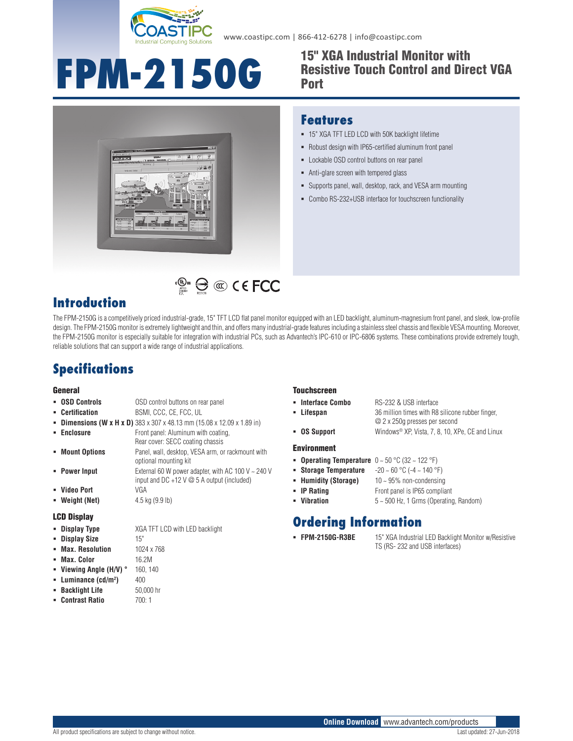www.coastipc.com | 866-412-6278 | info@coastipc.com

# FPM-2150G

## 15" XGA Industrial Monitor with Resistive Touch Control and Direct VGA Port

## Features

- 15" XGA TFT LED LCD with 50K backlight lifetime
- Robust design with IP65-certified aluminum front panel
- Lockable OSD control buttons on rear panel
- Anti-glare screen with tempered glass
- Supports panel, wall, desktop, rack, and VESA arm mounting
- Combo RS-232+USB interface for touchscreen functionality

## Introduction

The FPM-2150G is a competitively priced industrial-grade, 15" TFT LCD flat panel monitor equipped with an LED backlight, aluminum-magnesium front panel, and sleek, low-profile design. The FPM-2150G monitor is extremely lightweight and thin, and offers many industrial-grade features including a stainless steel chassis and flexible VESA mounting. Moreover, the FPM-2150G monitor is especially suitable for integration with industrial PCs, such as Advantech's IPC-610 or IPC-6806 systems. These combinations provide extremely tough, reliable solutions that can support a wide range of industrial applications.

## Specifications

### General

- **OSD Controls**: OSD control buttons on rear panel
- **Certification**: BSMI, CCC, CE, FCC, UL
- **Dimensions (W x H x D)**: 383 x 307 x 48.13 mm (15.08 x 12.09 x 1.89 in)
- **Enclosure**: Front panel: Aluminum with coating, Rear cover: SECC coating chassis
- **Mount Options**: Panel, wall, desktop, VESA arm, or rackmount with optional mounting kit
- **Power Input**: External 60 W power adapter, with AC 100 V ~ 240 V input and DC +12 V @ 5 A output (included)
- **Video Port**: VGA
- **Weight (Net)**: 4.5 kg (9.9 lb)

### LCD Display

- **Display Type**: XGA TFT LCD with LED backlight
- **Display Size**: 15"
- **Max. Resolution**: 1024 x 768
- **Max. Color**: 16.2M
- **Viewing Angle (H/V) °**: 160, 140
- **Luminance (cd/m²)**: 400
- **Backlight Life**: 50,000 hr
- **Contrast Ratio**: 700: 1

### Touchscreen

- **Interface Combo**: RS-232 & USB interface
- **Lifespan**: 36 million times with R8 silicone rubber finger, @ 2 x 250g presses per second
- **OS Support**: Windows® XP, Vista, 7, 8, 10, XPe, CE and Linux

### Environment

- **Operating Temperature**: 0 ~ 50 °C (32 ~ 122 °F)
- **Storage Temperature**: -20 ~ 60 °C (-4 ~ 140 °F)
- **Humidity (Storage)**: 10 ~ 95% non-condensing
- **IP Rating**: Front panel is IP65 compliant
- **Vibration**: 5 ~ 500 Hz, 1 Grms (Operating, Random)

## Ordering Information

- **FPM-2150G-R3BE**: 15" XGA Industrial LED Backlight Monitor w/Resistive TS (RS- 232 and USB interfaces)

**Online Download** www.advantech.com/products

All product specifications are subject to change without notice. Last updated: 27-Jun-2018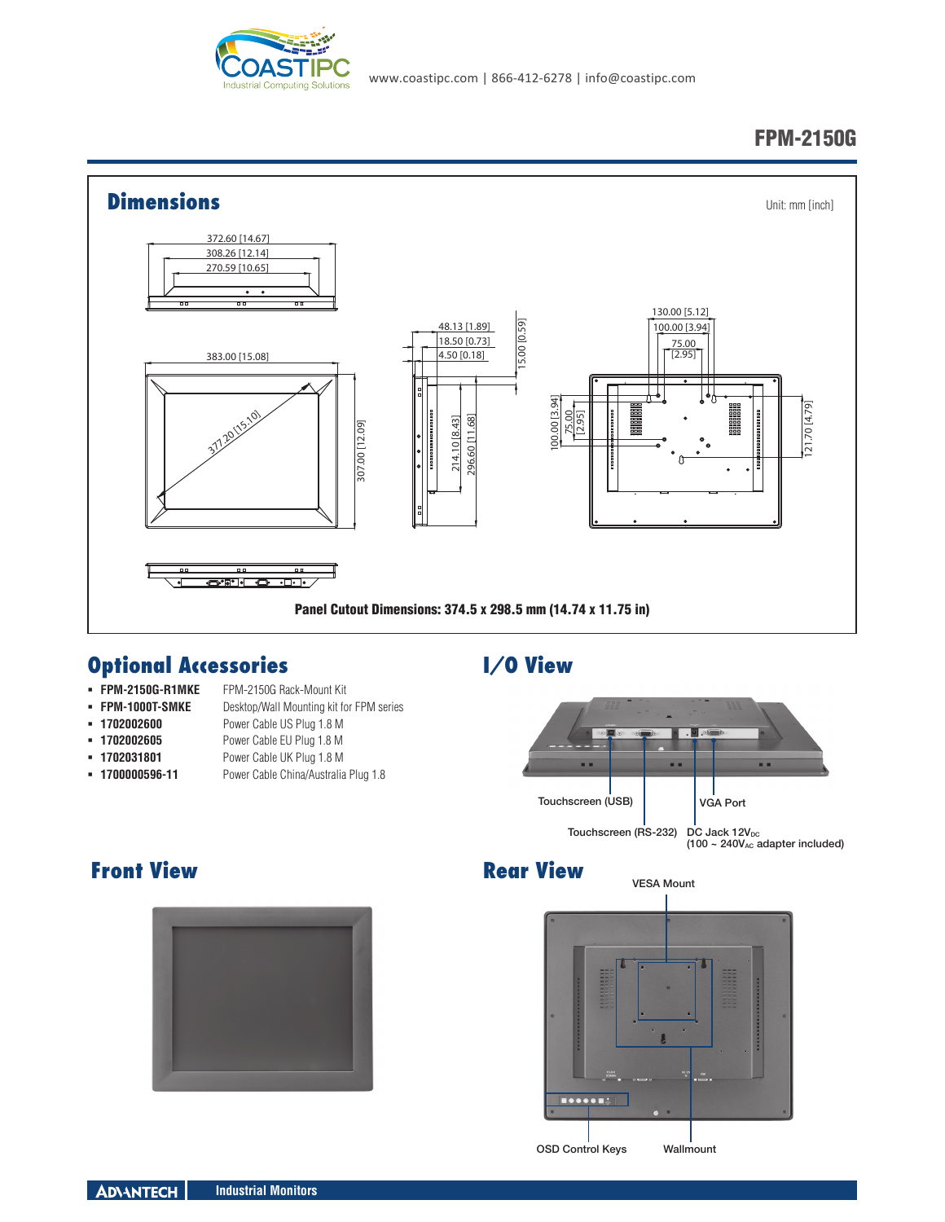# FPM-2150G

## Dimensions

Unit: mm [inch]

372.60 [14.67]
308.26 [12.14]
270.59 [10.65]

383.00 [15.08]
377.20 [15.10]
307.00 [12.09]

48.13 [1.89]
18.50 [0.73]
4.50 [0.18]
15.00 [0.59]
214.10 [8.43]
296.60 [11.68]

130.00 [5.12]
100.00 [3.94]
75.00 [2.95]
100.00 [3.94]
75.00 [2.95]
121.70 [4.79]

**Panel Cutout Dimensions: 374.5 x 298.5 mm (14.74 x 11.75 in)**

## Optional Accessories

- **FPM-2150G-R1MKE** FPM-2150G Rack-Mount Kit
- **FPM-1000T-SMKE** Desktop/Wall Mounting kit for FPM series
- **1702002600** Power Cable US Plug 1.8 M
- **1702002605** Power Cable EU Plug 1.8 M
- **1702031801** Power Cable UK Plug 1.8 M
- **1700000596-11** Power Cable China/Australia Plug 1.8

## I/O View

Touchscreen (USB)
VGA Port
Touchscreen (RS-232)
DC Jack $12V_{DC}$
(100 ~ $240V_{AC}$ adapter included)

## Front View

## Rear View

VESA Mount
OSD Control Keys
Wallmount